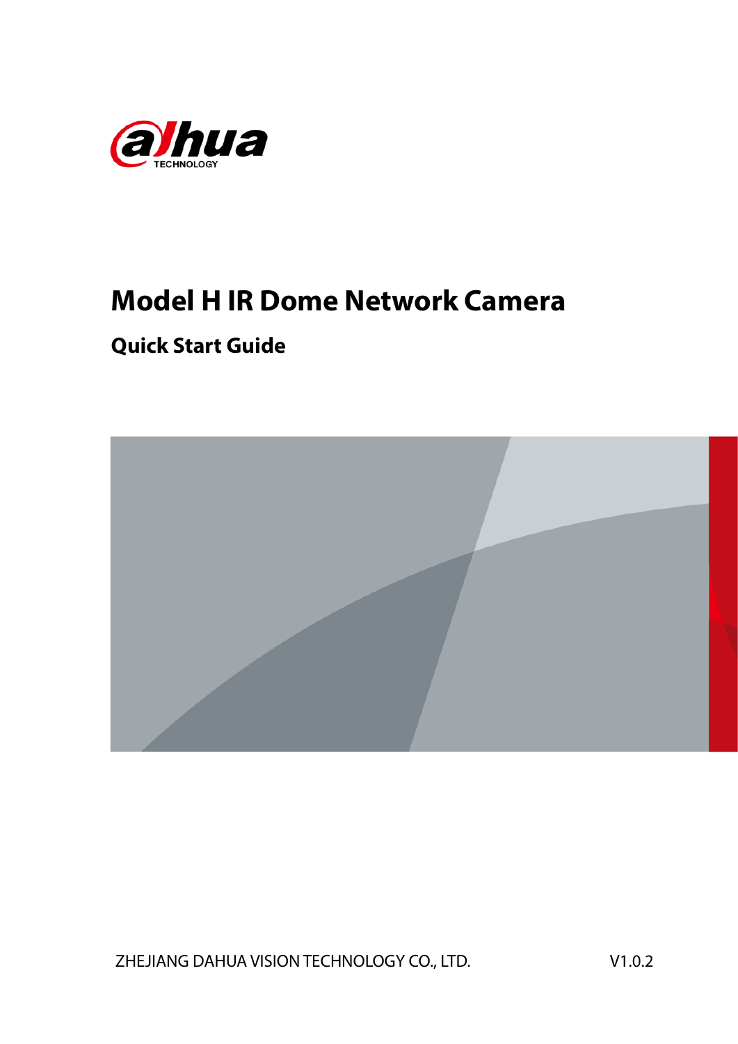# Model H IR Dome Network Camera

## Quick Start Guide

ZHEJIANG DAHUA VISION TECHNOLOGY CO., LTD.

V1.0.2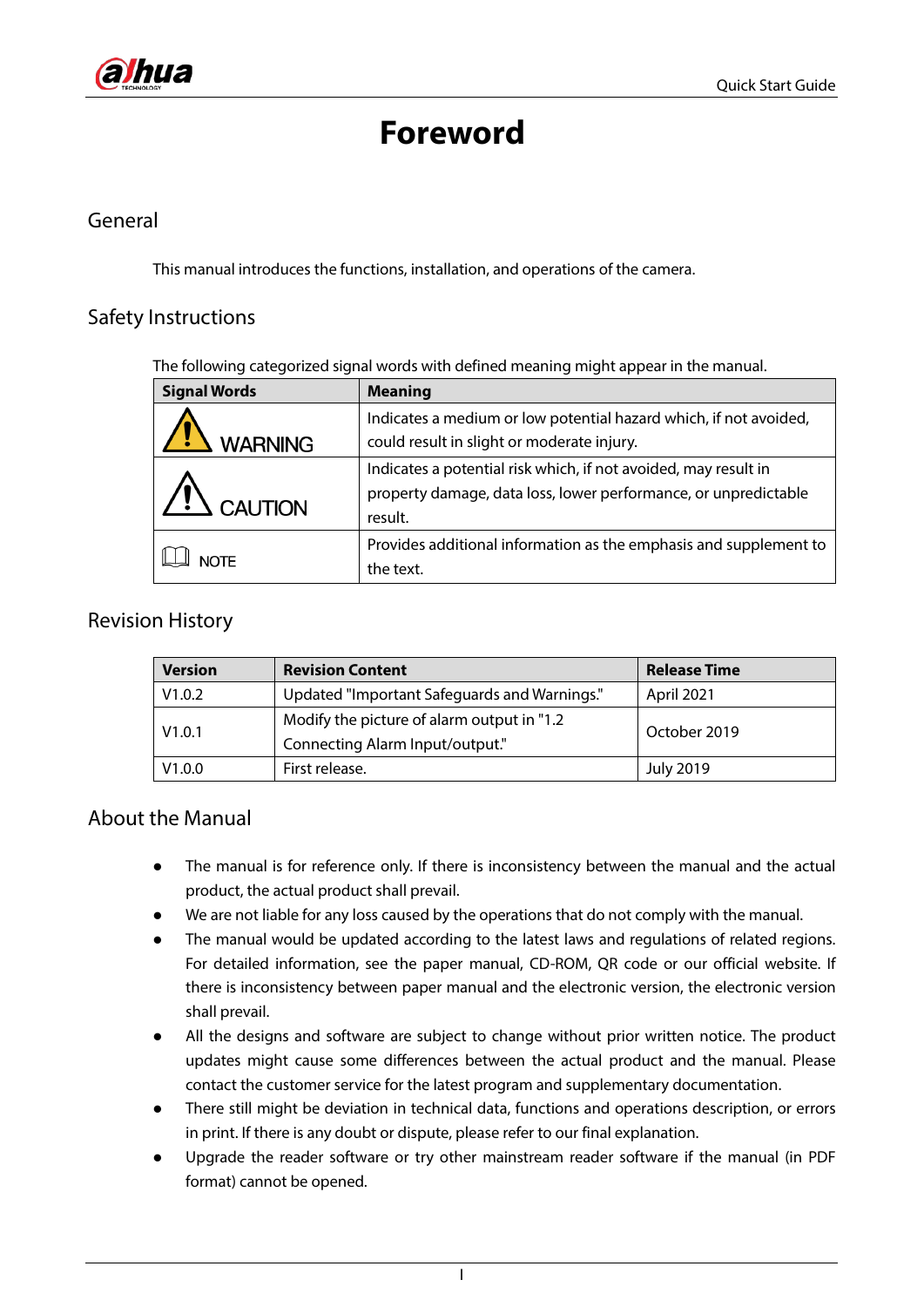# Foreword

## General

This manual introduces the functions, installation, and operations of the camera.

## Safety Instructions

The following categorized signal words with defined meaning might appear in the manual.

| Signal Words | Meaning |
| --- | --- |
| WARNING | Indicates a medium or low potential hazard which, if not avoided, could result in slight or moderate injury. |
| CAUTION | Indicates a potential risk which, if not avoided, may result in property damage, data loss, lower performance, or unpredictable result. |
| NOTE | Provides additional information as the emphasis and supplement to the text. |

## Revision History

| Version | Revision Content | Release Time |
| --- | --- | --- |
| V1.0.2 | Updated "Important Safeguards and Warnings." | April 2021 |
| V1.0.1 | Modify the picture of alarm output in "1.2 Connecting Alarm Input/output." | October 2019 |
| V1.0.0 | First release. | July 2019 |

## About the Manual

- The manual is for reference only. If there is inconsistency between the manual and the actual product, the actual product shall prevail.
- We are not liable for any loss caused by the operations that do not comply with the manual.
- The manual would be updated according to the latest laws and regulations of related regions. For detailed information, see the paper manual, CD-ROM, QR code or our official website. If there is inconsistency between paper manual and the electronic version, the electronic version shall prevail.
- All the designs and software are subject to change without prior written notice. The product updates might cause some differences between the actual product and the manual. Please contact the customer service for the latest program and supplementary documentation.
- There still might be deviation in technical data, functions and operations description, or errors in print. If there is any doubt or dispute, please refer to our final explanation.
- Upgrade the reader software or try other mainstream reader software if the manual (in PDF format) cannot be opened.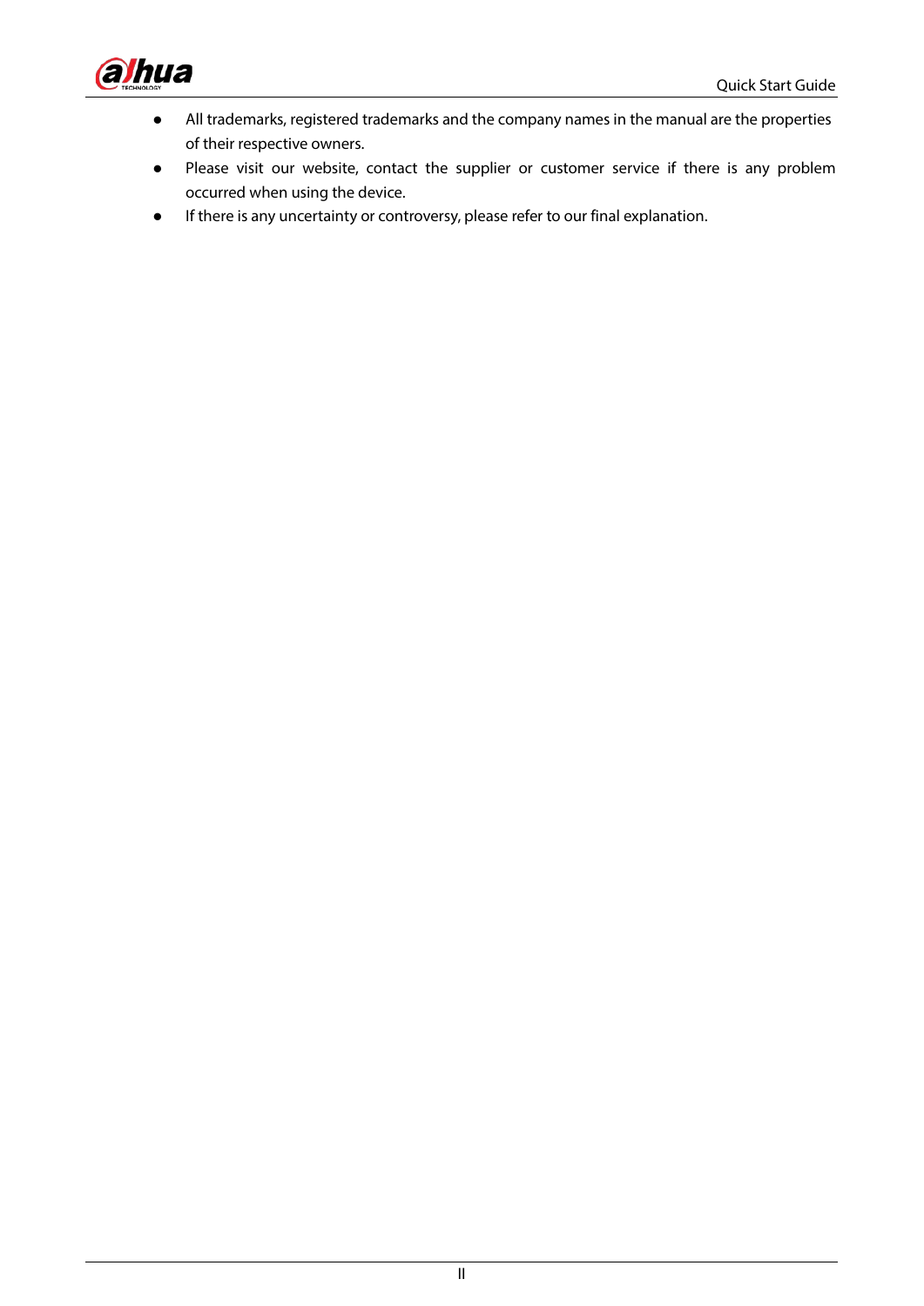- All trademarks, registered trademarks and the company names in the manual are the properties of their respective owners.
- Please visit our website, contact the supplier or customer service if there is any problem occurred when using the device.
- If there is any uncertainty or controversy, please refer to our final explanation.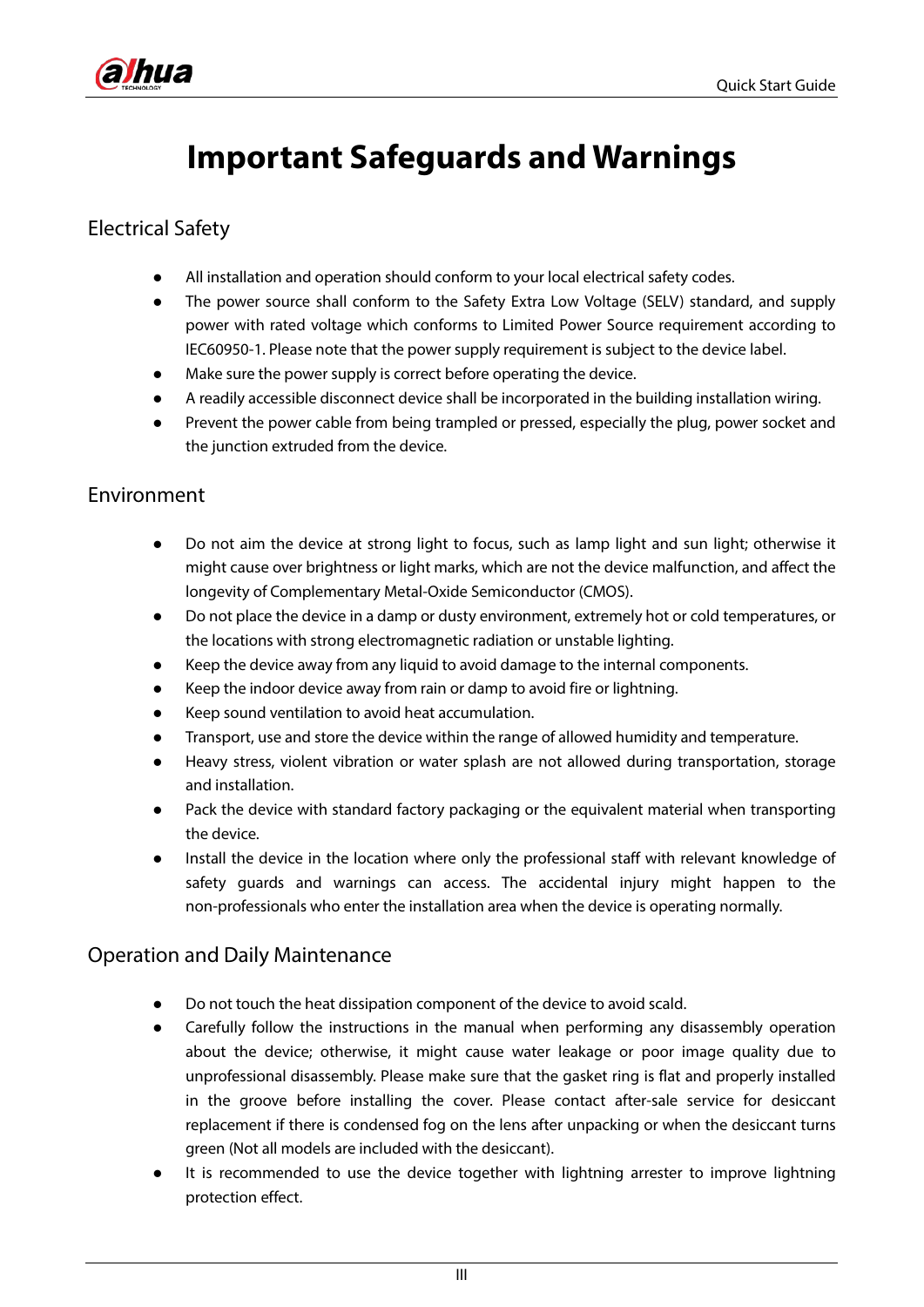# Important Safeguards and Warnings

## Electrical Safety

- All installation and operation should conform to your local electrical safety codes.
- The power source shall conform to the Safety Extra Low Voltage (SELV) standard, and supply power with rated voltage which conforms to Limited Power Source requirement according to IEC60950-1. Please note that the power supply requirement is subject to the device label.
- Make sure the power supply is correct before operating the device.
- A readily accessible disconnect device shall be incorporated in the building installation wiring.
- Prevent the power cable from being trampled or pressed, especially the plug, power socket and the junction extruded from the device.

## Environment

- Do not aim the device at strong light to focus, such as lamp light and sun light; otherwise it might cause over brightness or light marks, which are not the device malfunction, and affect the longevity of Complementary Metal-Oxide Semiconductor (CMOS).
- Do not place the device in a damp or dusty environment, extremely hot or cold temperatures, or the locations with strong electromagnetic radiation or unstable lighting.
- Keep the device away from any liquid to avoid damage to the internal components.
- Keep the indoor device away from rain or damp to avoid fire or lightning.
- Keep sound ventilation to avoid heat accumulation.
- Transport, use and store the device within the range of allowed humidity and temperature.
- Heavy stress, violent vibration or water splash are not allowed during transportation, storage and installation.
- Pack the device with standard factory packaging or the equivalent material when transporting the device.
- Install the device in the location where only the professional staff with relevant knowledge of safety guards and warnings can access. The accidental injury might happen to the non-professionals who enter the installation area when the device is operating normally.

## Operation and Daily Maintenance

- Do not touch the heat dissipation component of the device to avoid scald.
- Carefully follow the instructions in the manual when performing any disassembly operation about the device; otherwise, it might cause water leakage or poor image quality due to unprofessional disassembly. Please make sure that the gasket ring is flat and properly installed in the groove before installing the cover. Please contact after-sale service for desiccant replacement if there is condensed fog on the lens after unpacking or when the desiccant turns green (Not all models are included with the desiccant).
- It is recommended to use the device together with lightning arrester to improve lightning protection effect.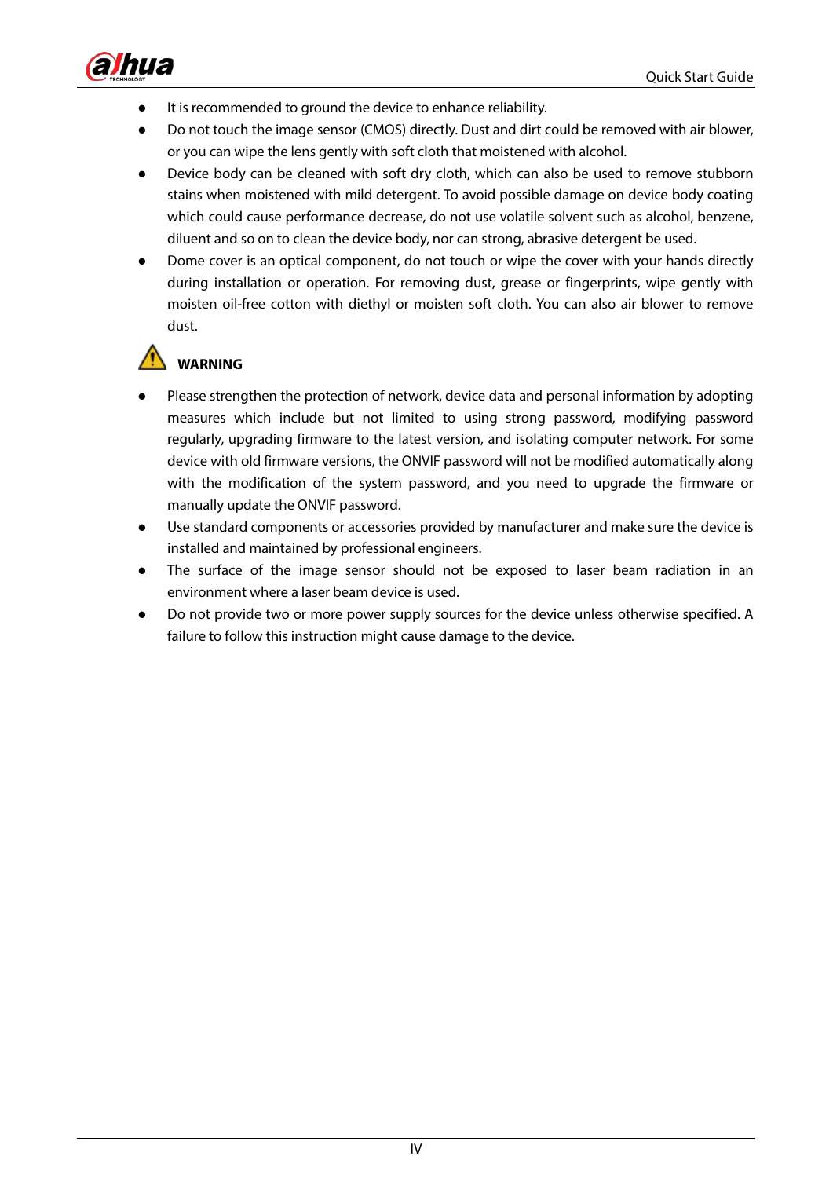- It is recommended to ground the device to enhance reliability.
- Do not touch the image sensor (CMOS) directly. Dust and dirt could be removed with air blower, or you can wipe the lens gently with soft cloth that moistened with alcohol.
- Device body can be cleaned with soft dry cloth, which can also be used to remove stubborn stains when moistened with mild detergent. To avoid possible damage on device body coating which could cause performance decrease, do not use volatile solvent such as alcohol, benzene, diluent and so on to clean the device body, nor can strong, abrasive detergent be used.
- Dome cover is an optical component, do not touch or wipe the cover with your hands directly during installation or operation. For removing dust, grease or fingerprints, wipe gently with moisten oil-free cotton with diethyl or moisten soft cloth. You can also air blower to remove dust.

**WARNING**

- Please strengthen the protection of network, device data and personal information by adopting measures which include but not limited to using strong password, modifying password regularly, upgrading firmware to the latest version, and isolating computer network. For some device with old firmware versions, the ONVIF password will not be modified automatically along with the modification of the system password, and you need to upgrade the firmware or manually update the ONVIF password.
- Use standard components or accessories provided by manufacturer and make sure the device is installed and maintained by professional engineers.
- The surface of the image sensor should not be exposed to laser beam radiation in an environment where a laser beam device is used.
- Do not provide two or more power supply sources for the device unless otherwise specified. A failure to follow this instruction might cause damage to the device.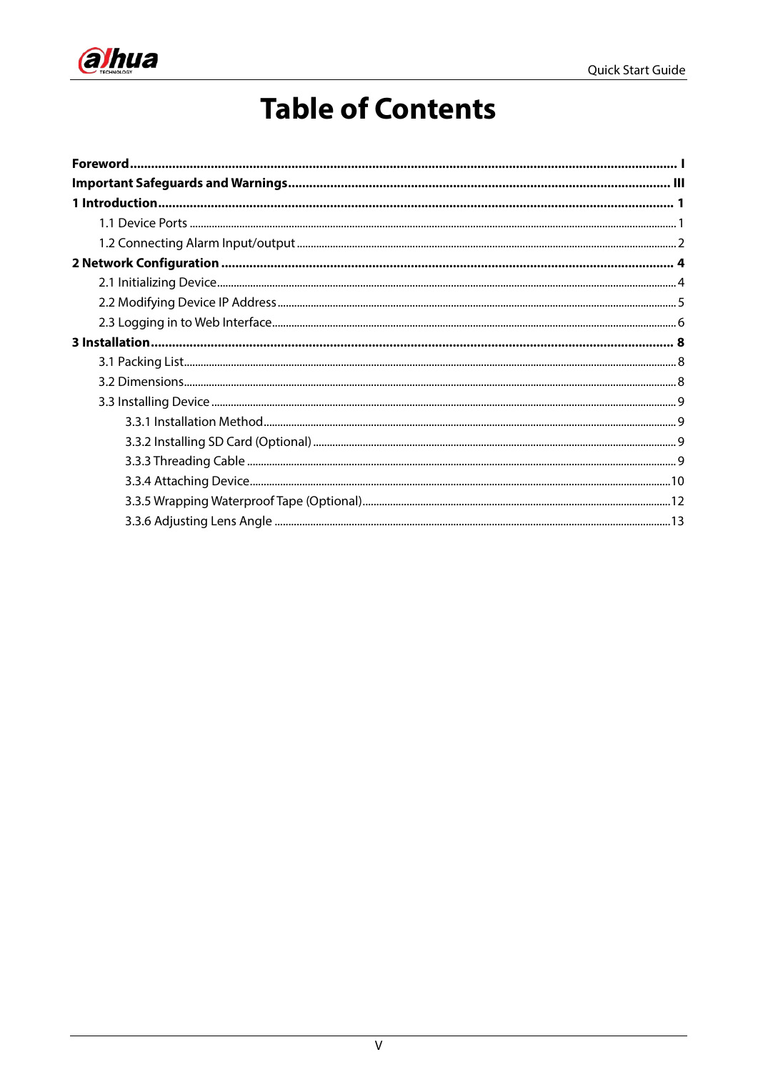# Table of Contents

**Foreword** ........................................................................ I

**Important Safeguards and Warnings** ........................................................................ III

**1 Introduction** ........................................................................ 1

- 1.1 Device Ports ........................................................................ 1
- 1.2 Connecting Alarm Input/output ........................................................................ 2

**2 Network Configuration** ........................................................................ 4

- 2.1 Initializing Device ........................................................................ 4
- 2.2 Modifying Device IP Address ........................................................................ 5
- 2.3 Logging in to Web Interface ........................................................................ 6

**3 Installation** ........................................................................ 8

- 3.1 Packing List ........................................................................ 8
- 3.2 Dimensions ........................................................................ 8
- 3.3 Installing Device ........................................................................ 9
  - 3.3.1 Installation Method ........................................................................ 9
  - 3.3.2 Installing SD Card (Optional) ........................................................................ 9
  - 3.3.3 Threading Cable ........................................................................ 9
  - 3.3.4 Attaching Device ........................................................................ 10
  - 3.3.5 Wrapping Waterproof Tape (Optional) ........................................................................ 12
  - 3.3.6 Adjusting Lens Angle ........................................................................ 13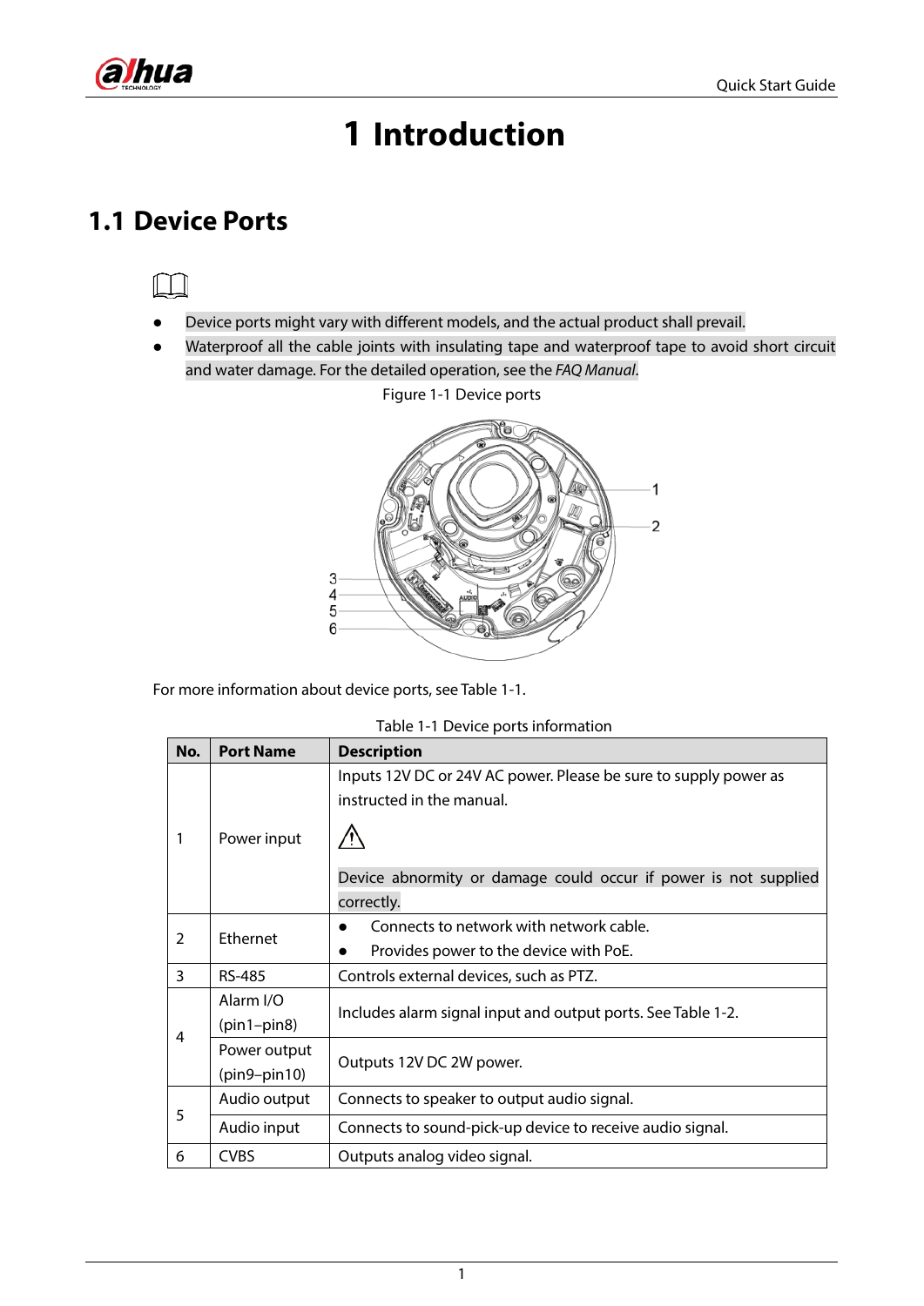# 1 Introduction

## 1.1 Device Ports

- Device ports might vary with different models, and the actual product shall prevail.
- Waterproof all the cable joints with insulating tape and waterproof tape to avoid short circuit and water damage. For the detailed operation, see the *FAQ Manual*.

Figure 1-1 Device ports

For more information about device ports, see Table 1-1.

Table 1-1 Device ports information

| No. | Port Name | Description |
|---|---|---|
| 1 | Power input | Inputs 12V DC or 24V AC power. Please be sure to supply power as instructed in the manual. ⚠ Device abnormity or damage could occur if power is not supplied correctly. |
| 2 | Ethernet | ● Connects to network with network cable. ● Provides power to the device with PoE. |
| 3 | RS-485 | Controls external devices, such as PTZ. |
| 4 | Alarm I/O (pin1–pin8) | Includes alarm signal input and output ports. See Table 1-2. |
| | Power output (pin9–pin10) | Outputs 12V DC 2W power. |
| 5 | Audio output | Connects to speaker to output audio signal. |
| | Audio input | Connects to sound-pick-up device to receive audio signal. |
| 6 | CVBS | Outputs analog video signal. |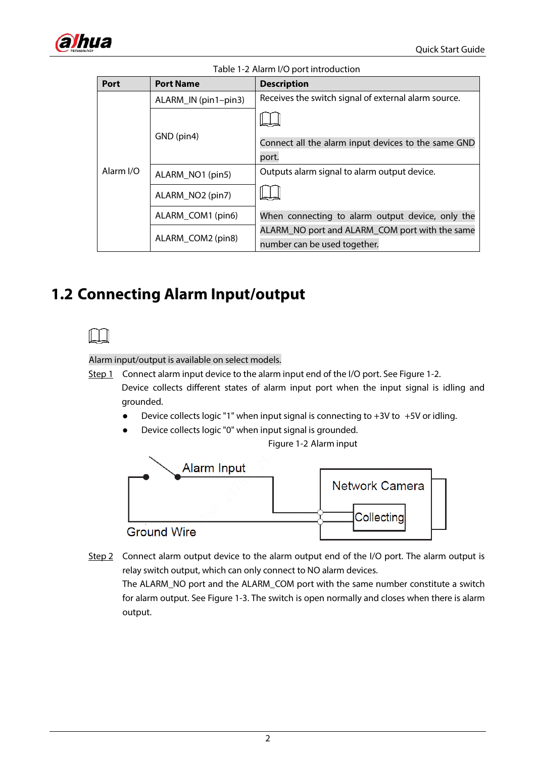Table 1-2 Alarm I/O port introduction

| Port | Port Name | Description |
|---|---|---|
| Alarm I/O | ALARM_IN (pin1–pin3) | Receives the switch signal of external alarm source. Connect all the alarm input devices to the same GND port. |
| | GND (pin4) | |
| | ALARM_NO1 (pin5) | Outputs alarm signal to alarm output device. When connecting to alarm output device, only the ALARM_NO port and ALARM_COM port with the same number can be used together. |
| | ALARM_NO2 (pin7) | |
| | ALARM_COM1 (pin6) | |
| | ALARM_COM2 (pin8) | |

## 1.2 Connecting Alarm Input/output

Alarm input/output is available on select models.

Step 1 Connect alarm input device to the alarm input end of the I/O port. See Figure 1-2.

Device collects different states of alarm input port when the input signal is idling and grounded.

- Device collects logic "1" when input signal is connecting to +3V to +5V or idling.
- Device collects logic "0" when input signal is grounded.

Figure 1-2 Alarm input

Step 2 Connect alarm output device to the alarm output end of the I/O port. The alarm output is relay switch output, which can only connect to NO alarm devices.

The ALARM_NO port and the ALARM_COM port with the same number constitute a switch for alarm output. See Figure 1-3. The switch is open normally and closes when there is alarm output.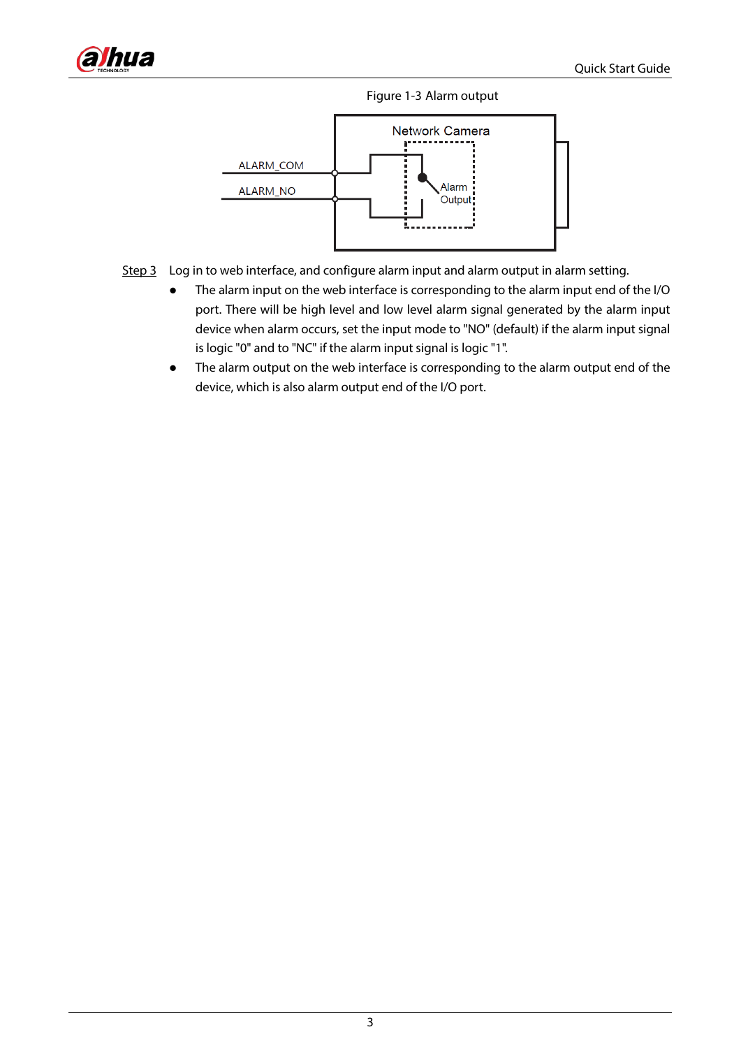Figure 1-3 Alarm output

Step 3 Log in to web interface, and configure alarm input and alarm output in alarm setting.

- The alarm input on the web interface is corresponding to the alarm input end of the I/O port. There will be high level and low level alarm signal generated by the alarm input device when alarm occurs, set the input mode to "NO" (default) if the alarm input signal is logic "0" and to "NC" if the alarm input signal is logic "1".
- The alarm output on the web interface is corresponding to the alarm output end of the device, which is also alarm output end of the I/O port.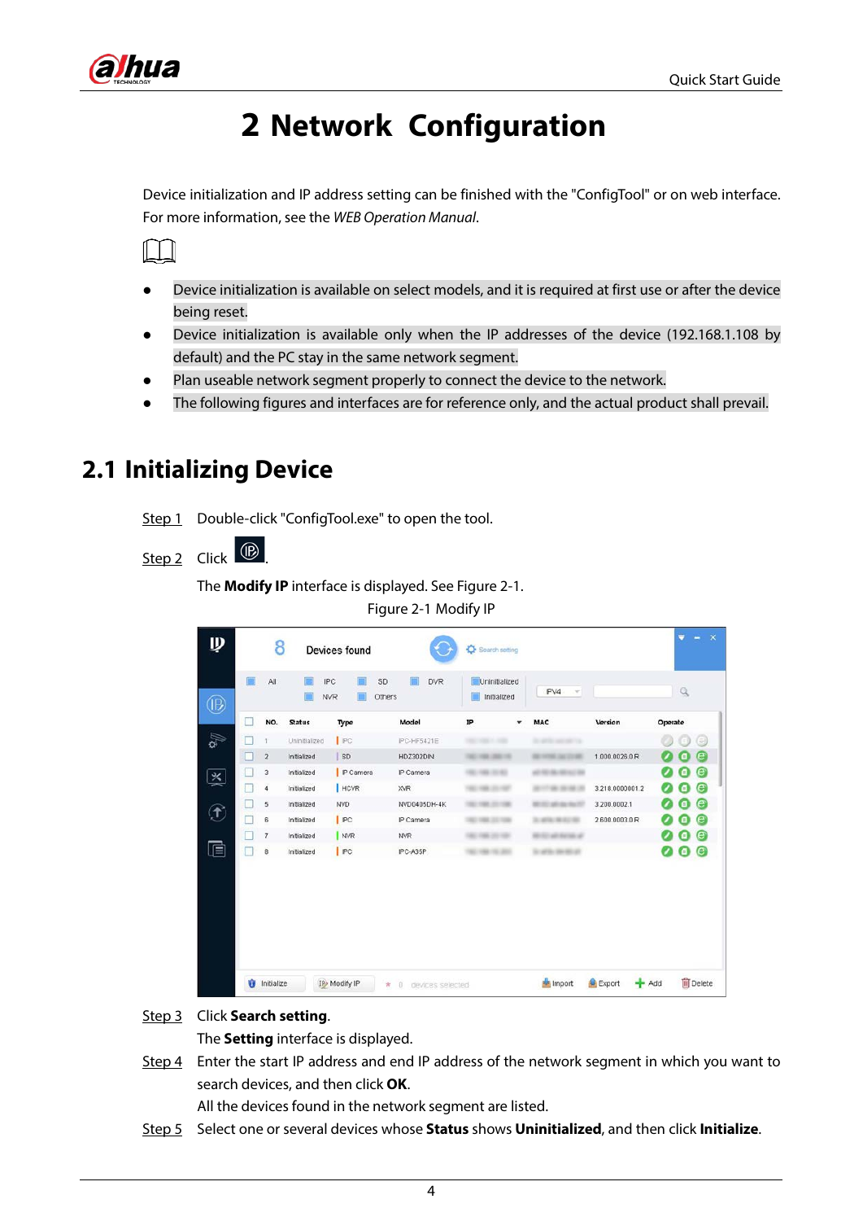# 2 Network Configuration

Device initialization and IP address setting can be finished with the "ConfigTool" or on web interface. For more information, see the *WEB Operation Manual*.

- Device initialization is available on select models, and it is required at first use or after the device being reset.
- Device initialization is available only when the IP addresses of the device (192.168.1.108 by default) and the PC stay in the same network segment.
- Plan useable network segment properly to connect the device to the network.
- The following figures and interfaces are for reference only, and the actual product shall prevail.

## 2.1 Initializing Device

Step 1 Double-click "ConfigTool.exe" to open the tool.

Step 2 Click .

The **Modify IP** interface is displayed. See Figure 2-1.

Figure 2-1 Modify IP

Step 3 Click **Search setting**.

The **Setting** interface is displayed.

Step 4 Enter the start IP address and end IP address of the network segment in which you want to search devices, and then click **OK**.

All the devices found in the network segment are listed.

Step 5 Select one or several devices whose **Status** shows **Uninitialized**, and then click **Initialize**.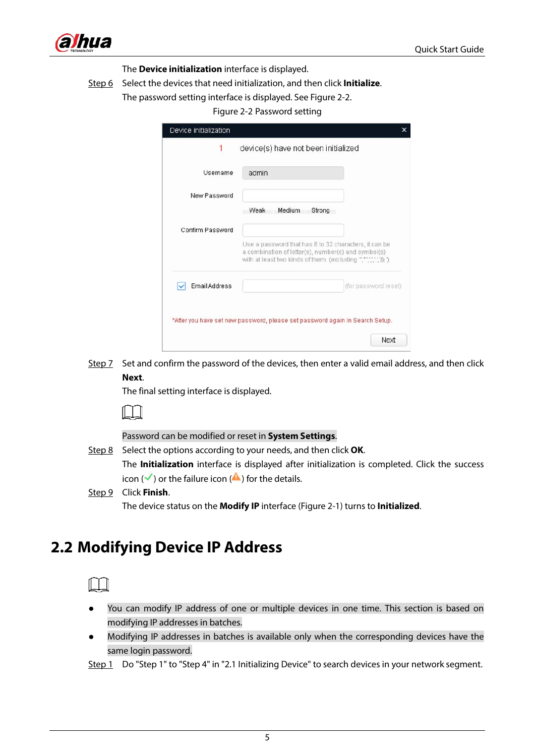The **Device initialization** interface is displayed.

Step 6 Select the devices that need initialization, and then click **Initialize**.

The password setting interface is displayed. See Figure 2-2.

Figure 2-2 Password setting

Step 7 Set and confirm the password of the devices, then enter a valid email address, and then click **Next**.

The final setting interface is displayed.

Password can be modified or reset in **System Settings**.

Step 8 Select the options according to your needs, and then click **OK**.

The **Initialization** interface is displayed after initialization is completed. Click the success icon (✓) or the failure icon (⚠) for the details.

Step 9 Click **Finish**.

The device status on the **Modify IP** interface (Figure 2-1) turns to **Initialized**.

## 2.2 Modifying Device IP Address

- You can modify IP address of one or multiple devices in one time. This section is based on modifying IP addresses in batches.
- Modifying IP addresses in batches is available only when the corresponding devices have the same login password.

Step 1 Do "Step 1" to "Step 4" in "2.1 Initializing Device" to search devices in your network segment.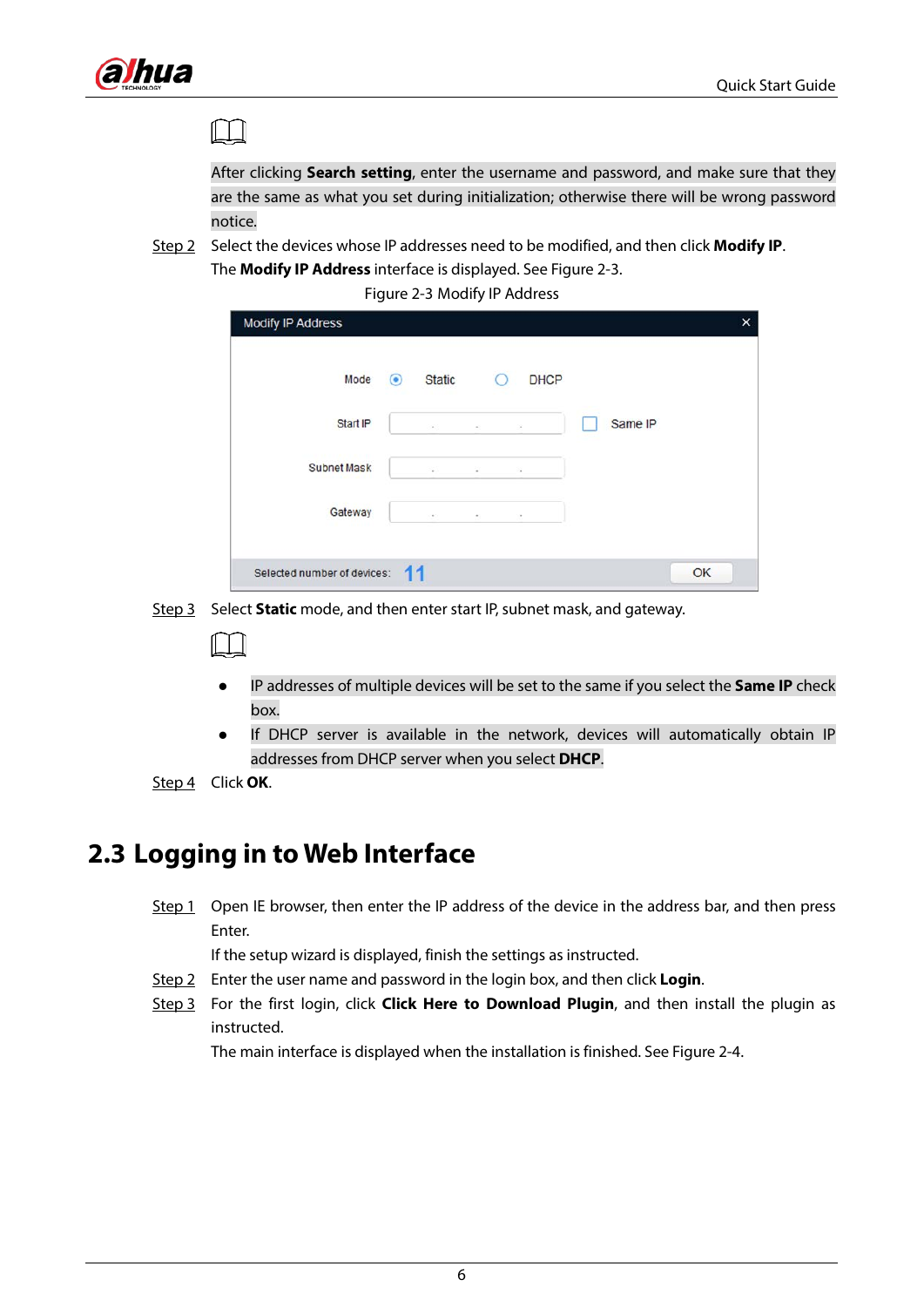After clicking **Search setting**, enter the username and password, and make sure that they are the same as what you set during initialization; otherwise there will be wrong password notice.

Step 2 Select the devices whose IP addresses need to be modified, and then click **Modify IP**.

The **Modify IP Address** interface is displayed. See Figure 2-3.

Figure 2-3 Modify IP Address

Step 3 Select **Static** mode, and then enter start IP, subnet mask, and gateway.

- IP addresses of multiple devices will be set to the same if you select the **Same IP** check box.
- If DHCP server is available in the network, devices will automatically obtain IP addresses from DHCP server when you select **DHCP**.

Step 4 Click **OK**.

## 2.3 Logging in to Web Interface

Step 1 Open IE browser, then enter the IP address of the device in the address bar, and then press Enter.

If the setup wizard is displayed, finish the settings as instructed.

Step 2 Enter the user name and password in the login box, and then click **Login**.

Step 3 For the first login, click **Click Here to Download Plugin**, and then install the plugin as instructed.

The main interface is displayed when the installation is finished. See Figure 2-4.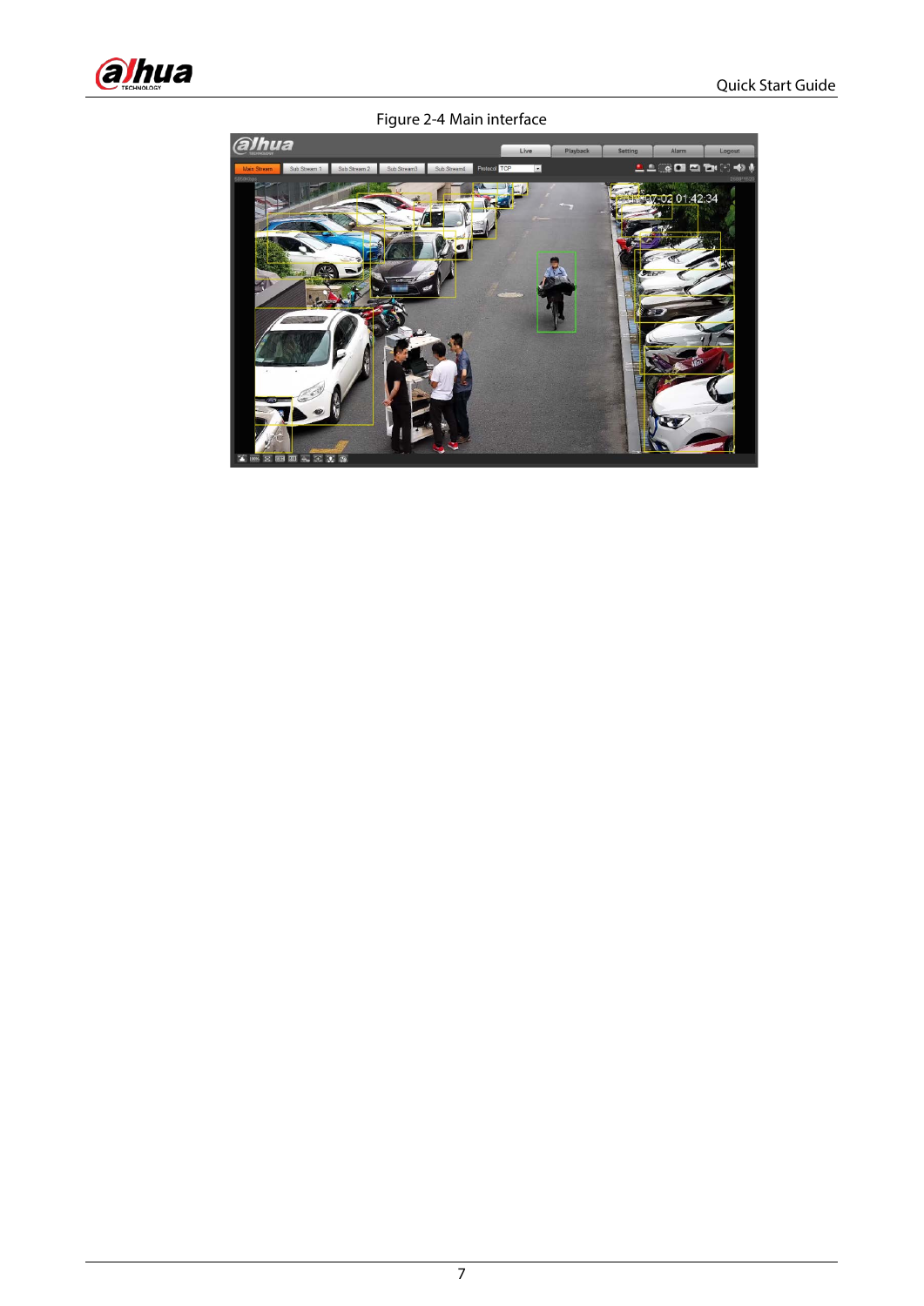Figure 2-4 Main interface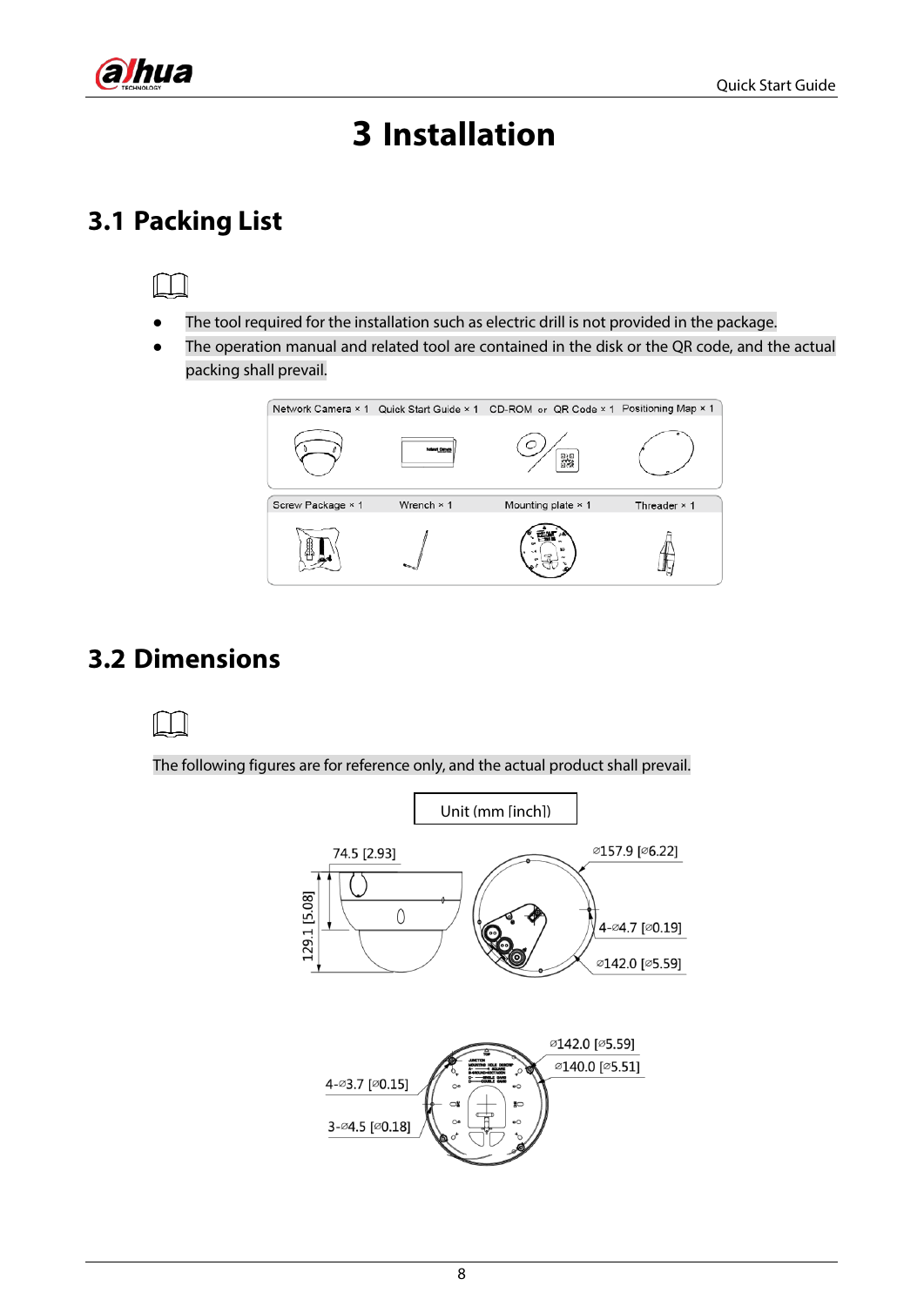# 3 Installation

## 3.1 Packing List

- The tool required for the installation such as electric drill is not provided in the package.
- The operation manual and related tool are contained in the disk or the QR code, and the actual packing shall prevail.

| Network Camera × 1 | Quick Start Guide × 1 | CD-ROM or QR Code × 1 | Positioning Map × 1 |
| --- | --- | --- | --- |
| Screw Package × 1 | Wrench × 1 | Mounting plate × 1 | Threader × 1 |

## 3.2 Dimensions

The following figures are for reference only, and the actual product shall prevail.

Unit (mm [inch])

74.5 [2.93]
129.1 [5.08]
⌀157.9 [⌀6.22]
4-⌀4.7 [⌀0.19]
⌀142.0 [⌀5.59]

⌀142.0 [⌀5.59]
⌀140.0 [⌀5.51]
4-⌀3.7 [⌀0.15]
3-⌀4.5 [⌀0.18]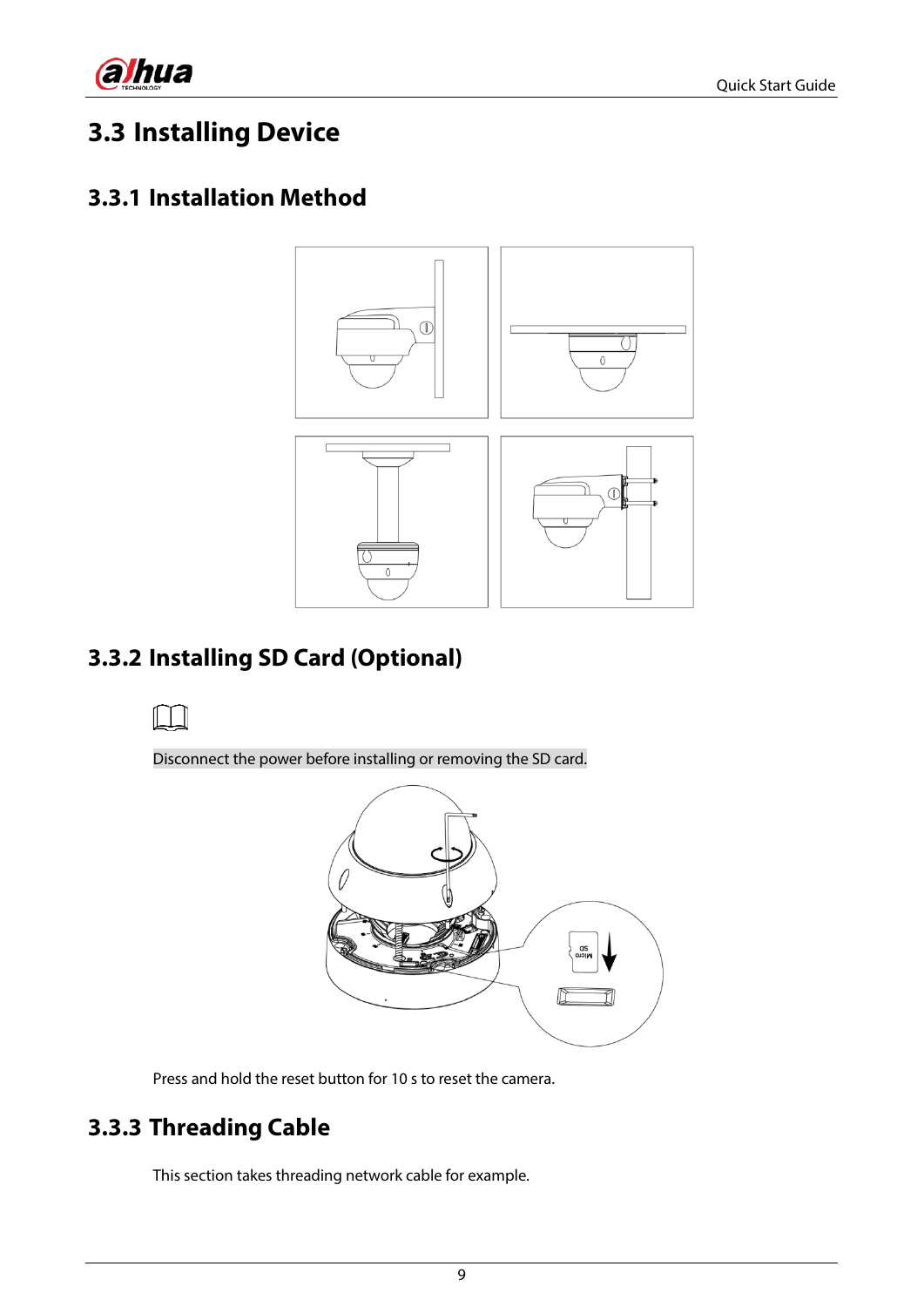## 3.3 Installing Device

### 3.3.1 Installation Method

### 3.3.2 Installing SD Card (Optional)

Disconnect the power before installing or removing the SD card.

Press and hold the reset button for 10 s to reset the camera.

### 3.3.3 Threading Cable

This section takes threading network cable for example.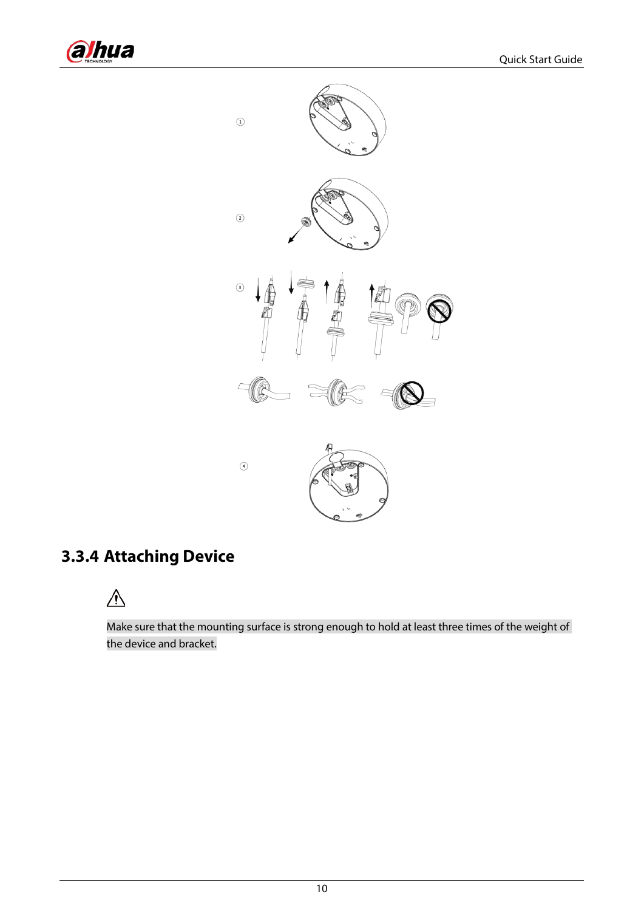### 3.3.4 Attaching Device

⚠

Make sure that the mounting surface is strong enough to hold at least three times of the weight of the device and bracket.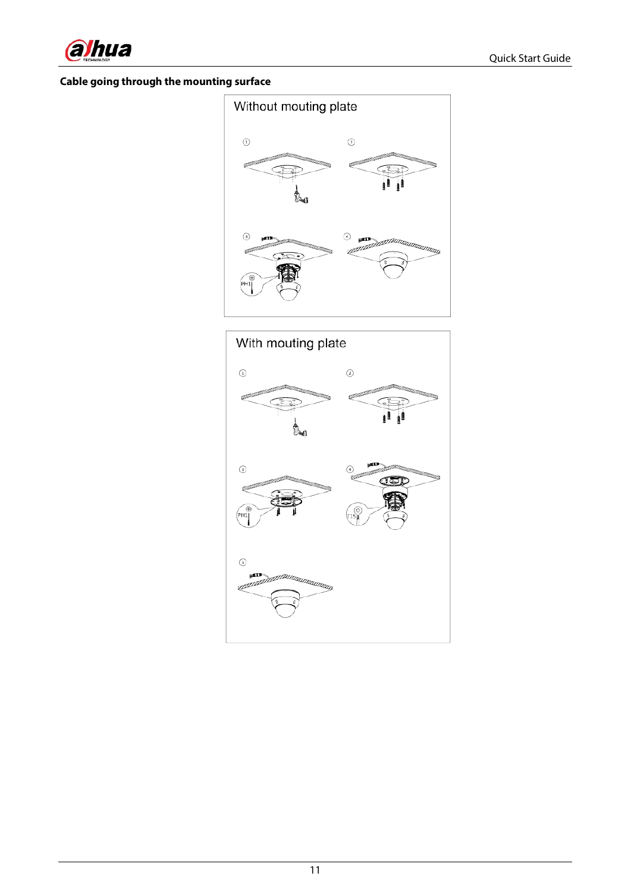**Cable going through the mounting surface**

Without mouting plate

With mouting plate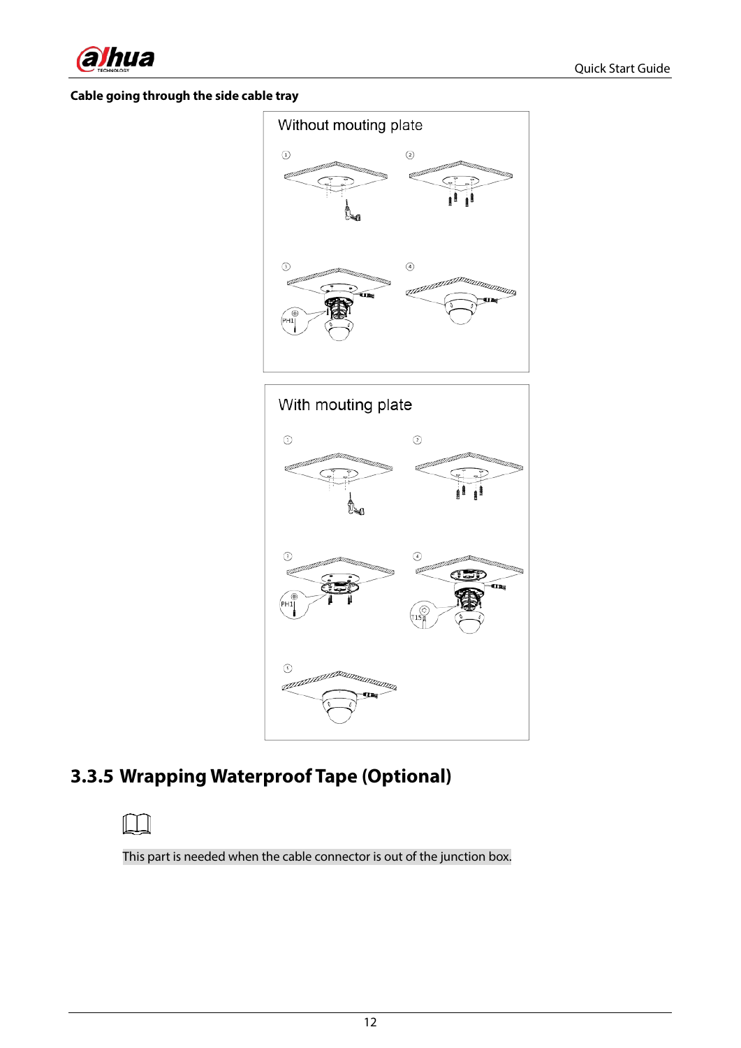**Cable going through the side cable tray**

Without mouting plate

With mouting plate

### 3.3.5 Wrapping Waterproof Tape (Optional)

This part is needed when the cable connector is out of the junction box.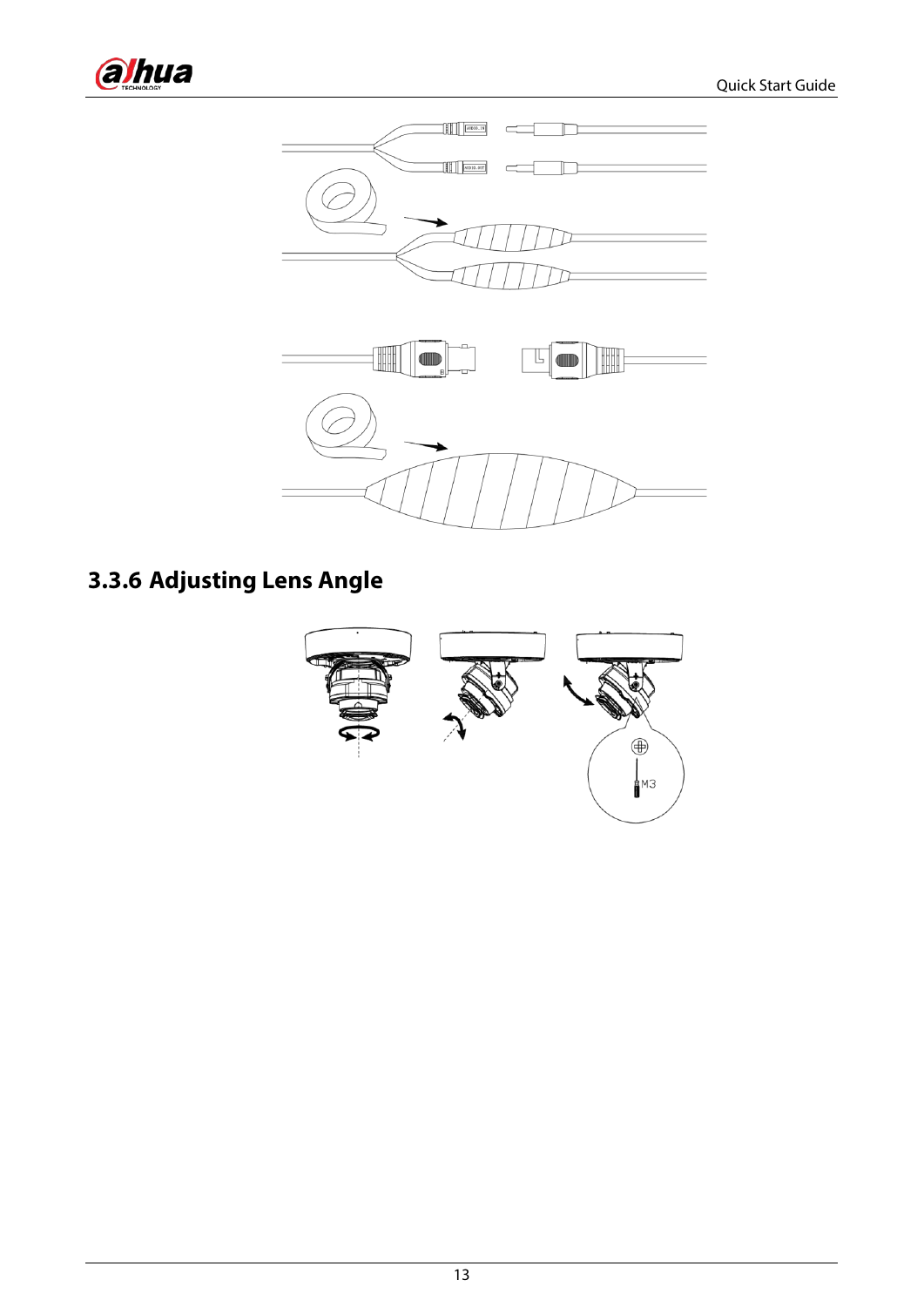### 3.3.6 Adjusting Lens Angle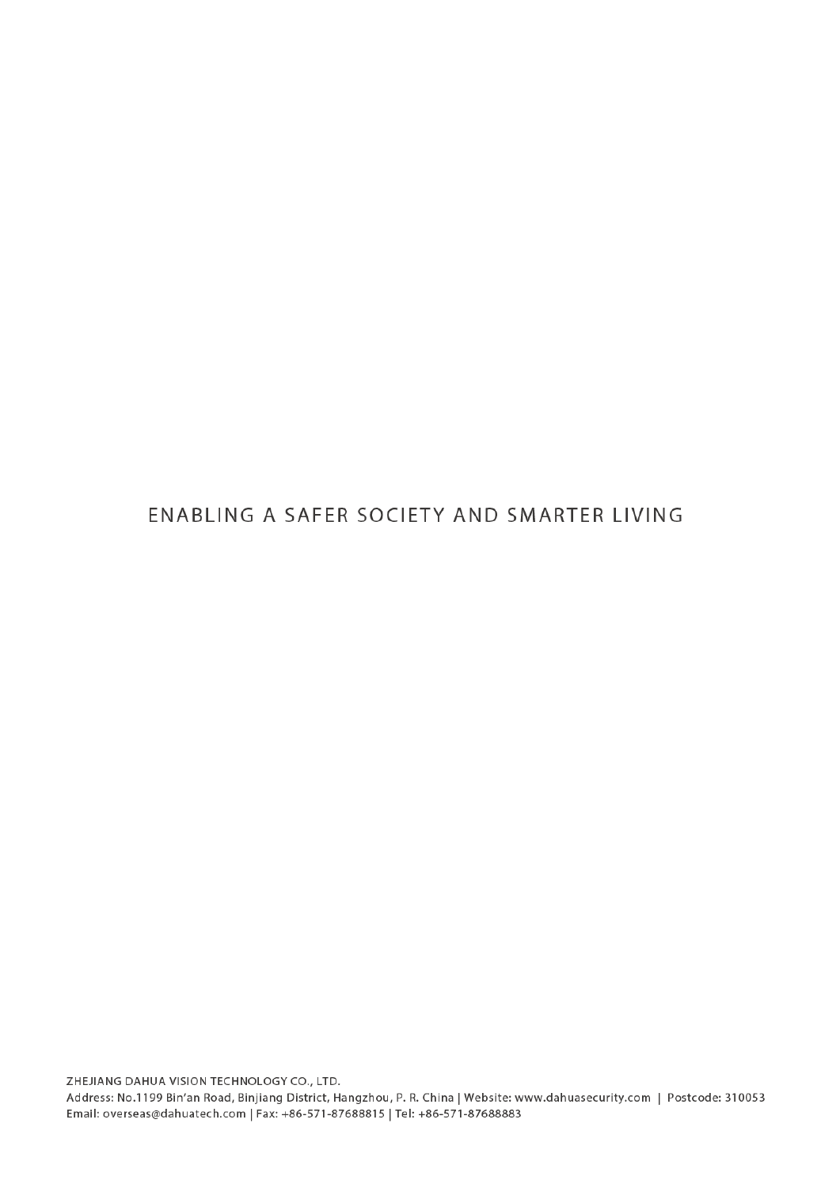ENABLING A SAFER SOCIETY AND SMARTER LIVING

ZHEJIANG DAHUA VISION TECHNOLOGY CO., LTD.

Address: No.1199 Bin'an Road, Binjiang District, Hangzhou, P. R. China | Website: www.dahuasecurity.com | Postcode: 310053

Email: overseas@dahuatech.com | Fax: +86-571-87688815 | Tel: +86-571-87688883